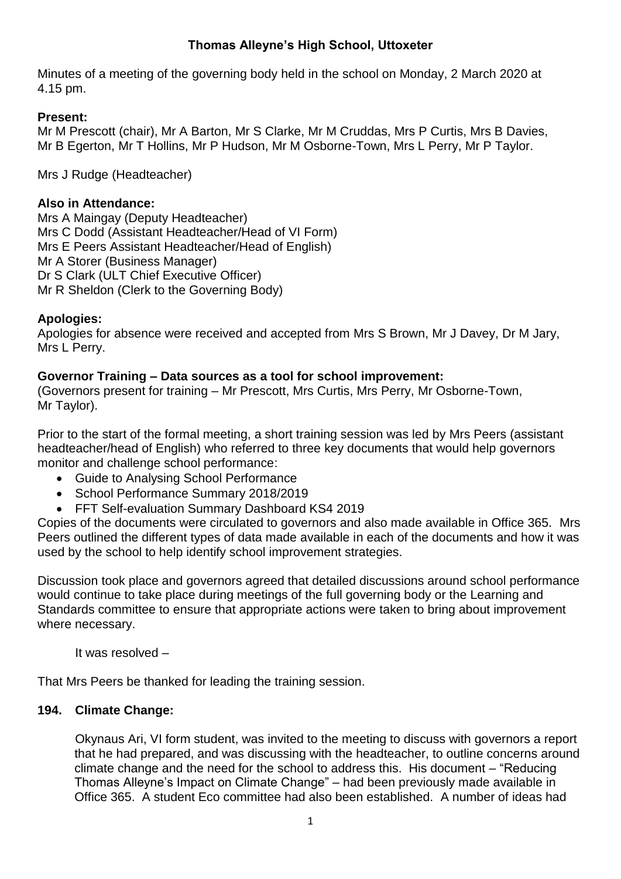**Thomas Alleyne's High School, Uttoxeter**

Minutes of a meeting of the governing body held in the school on Monday, 2 March 2020 at 4.15 pm.

**Present:**
Mr M Prescott (chair), Mr A Barton, Mr S Clarke, Mr M Cruddas, Mrs P Curtis, Mrs B Davies, Mr B Egerton, Mr T Hollins, Mr P Hudson, Mr M Osborne-Town, Mrs L Perry, Mr P Taylor.

Mrs J Rudge (Headteacher)

**Also in Attendance:**
Mrs A Maingay (Deputy Headteacher)
Mrs C Dodd (Assistant Headteacher/Head of VI Form)
Mrs E Peers Assistant Headteacher/Head of English)
Mr A Storer (Business Manager)
Dr S Clark (ULT Chief Executive Officer)
Mr R Sheldon (Clerk to the Governing Body)

**Apologies:**
Apologies for absence were received and accepted from Mrs S Brown, Mr J Davey, Dr M Jary, Mrs L Perry.

**Governor Training – Data sources as a tool for school improvement:**
(Governors present for training – Mr Prescott, Mrs Curtis, Mrs Perry, Mr Osborne-Town, Mr Taylor).

Prior to the start of the formal meeting, a short training session was led by Mrs Peers (assistant headteacher/head of English) who referred to three key documents that would help governors monitor and challenge school performance:

- Guide to Analysing School Performance
- School Performance Summary 2018/2019
- FFT Self-evaluation Summary Dashboard KS4 2019

Copies of the documents were circulated to governors and also made available in Office 365. Mrs Peers outlined the different types of data made available in each of the documents and how it was used by the school to help identify school improvement strategies.

Discussion took place and governors agreed that detailed discussions around school performance would continue to take place during meetings of the full governing body or the Learning and Standards committee to ensure that appropriate actions were taken to bring about improvement where necessary.

It was resolved –

That Mrs Peers be thanked for leading the training session.

## 194. Climate Change:

Okynaus Ari, VI form student, was invited to the meeting to discuss with governors a report that he had prepared, and was discussing with the headteacher, to outline concerns around climate change and the need for the school to address this. His document – "Reducing Thomas Alleyne's Impact on Climate Change" – had been previously made available in Office 365. A student Eco committee had also been established. A number of ideas had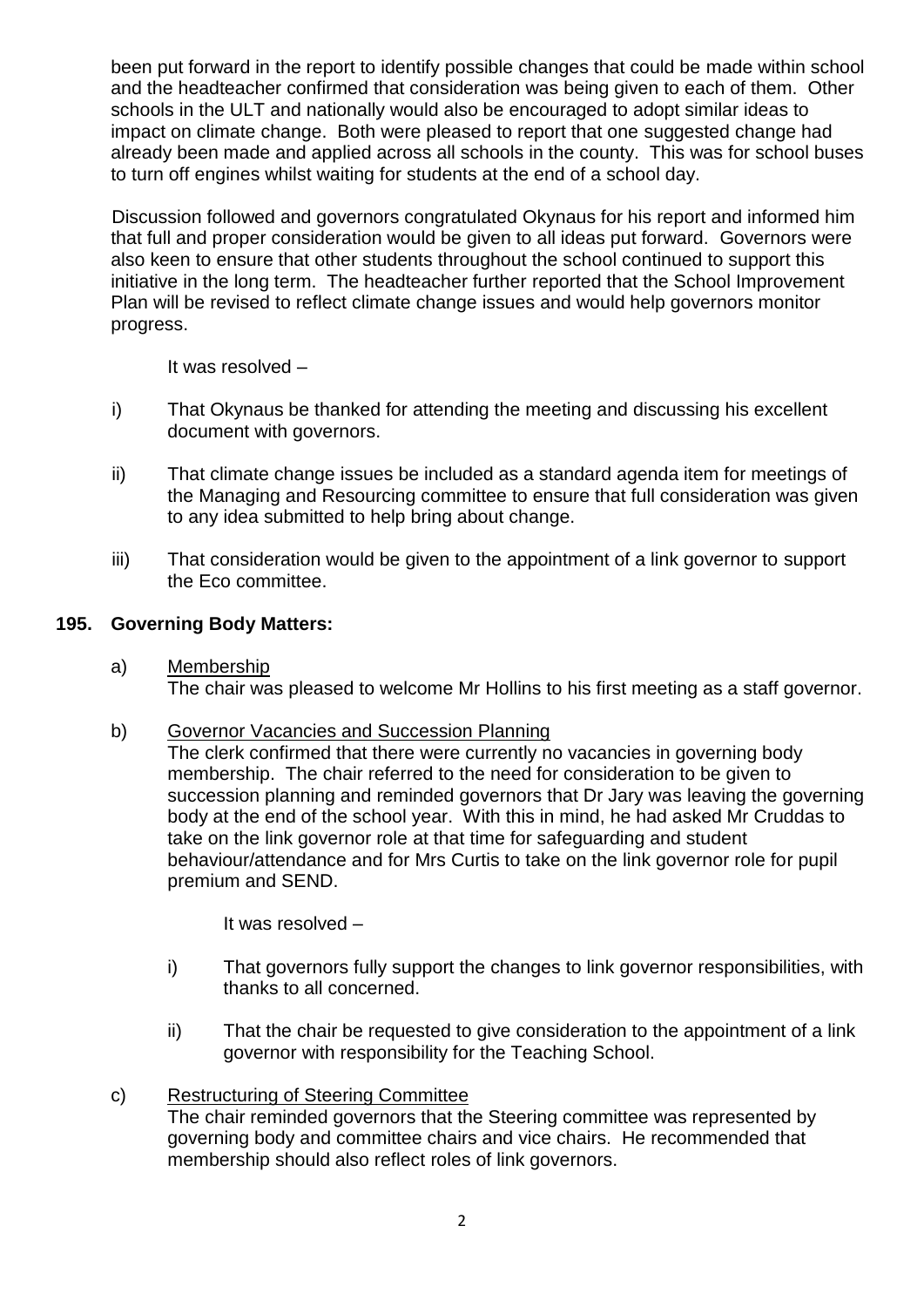been put forward in the report to identify possible changes that could be made within school and the headteacher confirmed that consideration was being given to each of them. Other schools in the ULT and nationally would also be encouraged to adopt similar ideas to impact on climate change. Both were pleased to report that one suggested change had already been made and applied across all schools in the county. This was for school buses to turn off engines whilst waiting for students at the end of a school day.

Discussion followed and governors congratulated Okynaus for his report and informed him that full and proper consideration would be given to all ideas put forward. Governors were also keen to ensure that other students throughout the school continued to support this initiative in the long term. The headteacher further reported that the School Improvement Plan will be revised to reflect climate change issues and would help governors monitor progress.

It was resolved –

i) That Okynaus be thanked for attending the meeting and discussing his excellent document with governors.

ii) That climate change issues be included as a standard agenda item for meetings of the Managing and Resourcing committee to ensure that full consideration was given to any idea submitted to help bring about change.

iii) That consideration would be given to the appointment of a link governor to support the Eco committee.

**195. Governing Body Matters:**

a) Membership
The chair was pleased to welcome Mr Hollins to his first meeting as a staff governor.

b) Governor Vacancies and Succession Planning
The clerk confirmed that there were currently no vacancies in governing body membership. The chair referred to the need for consideration to be given to succession planning and reminded governors that Dr Jary was leaving the governing body at the end of the school year. With this in mind, he had asked Mr Cruddas to take on the link governor role at that time for safeguarding and student behaviour/attendance and for Mrs Curtis to take on the link governor role for pupil premium and SEND.

It was resolved –

i) That governors fully support the changes to link governor responsibilities, with thanks to all concerned.

ii) That the chair be requested to give consideration to the appointment of a link governor with responsibility for the Teaching School.

c) Restructuring of Steering Committee
The chair reminded governors that the Steering committee was represented by governing body and committee chairs and vice chairs. He recommended that membership should also reflect roles of link governors.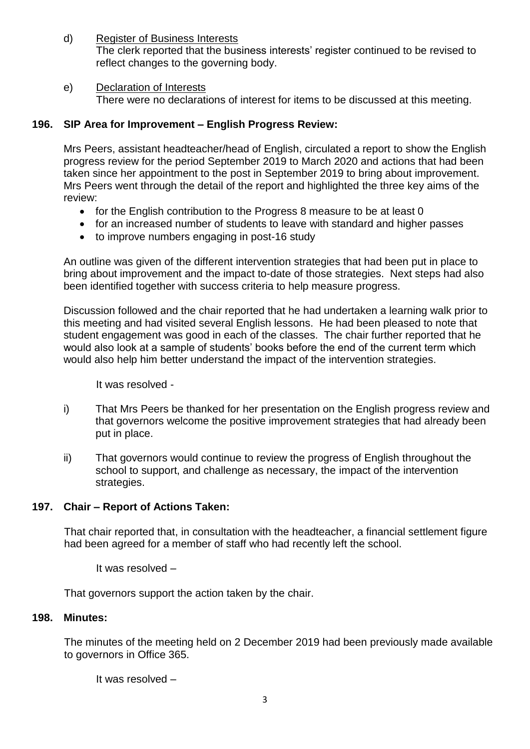d) <u>Register of Business Interests</u>
The clerk reported that the business interests' register continued to be revised to reflect changes to the governing body.

e) <u>Declaration of Interests</u>
There were no declarations of interest for items to be discussed at this meeting.

**196. SIP Area for Improvement – English Progress Review:**

Mrs Peers, assistant headteacher/head of English, circulated a report to show the English progress review for the period September 2019 to March 2020 and actions that had been taken since her appointment to the post in September 2019 to bring about improvement. Mrs Peers went through the detail of the report and highlighted the three key aims of the review:

- for the English contribution to the Progress 8 measure to be at least 0
- for an increased number of students to leave with standard and higher passes
- to improve numbers engaging in post-16 study

An outline was given of the different intervention strategies that had been put in place to bring about improvement and the impact to-date of those strategies. Next steps had also been identified together with success criteria to help measure progress.

Discussion followed and the chair reported that he had undertaken a learning walk prior to this meeting and had visited several English lessons. He had been pleased to note that student engagement was good in each of the classes. The chair further reported that he would also look at a sample of students' books before the end of the current term which would also help him better understand the impact of the intervention strategies.

It was resolved -

i) That Mrs Peers be thanked for her presentation on the English progress review and that governors welcome the positive improvement strategies that had already been put in place.

ii) That governors would continue to review the progress of English throughout the school to support, and challenge as necessary, the impact of the intervention strategies.

**197. Chair – Report of Actions Taken:**

That chair reported that, in consultation with the headteacher, a financial settlement figure had been agreed for a member of staff who had recently left the school.

It was resolved –

That governors support the action taken by the chair.

**198. Minutes:**

The minutes of the meeting held on 2 December 2019 had been previously made available to governors in Office 365.

It was resolved –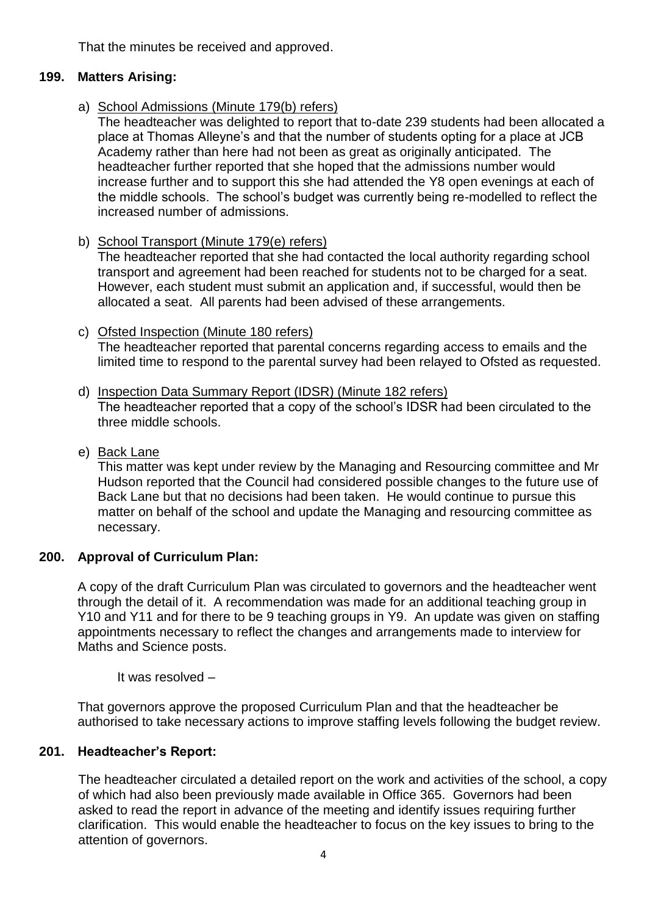That the minutes be received and approved.

## 199. Matters Arising:

a) School Admissions (Minute 179(b) refers)

The headteacher was delighted to report that to-date 239 students had been allocated a place at Thomas Alleyne's and that the number of students opting for a place at JCB Academy rather than here had not been as great as originally anticipated. The headteacher further reported that she hoped that the admissions number would increase further and to support this she had attended the Y8 open evenings at each of the middle schools. The school's budget was currently being re-modelled to reflect the increased number of admissions.

b) School Transport (Minute 179(e) refers)

The headteacher reported that she had contacted the local authority regarding school transport and agreement had been reached for students not to be charged for a seat. However, each student must submit an application and, if successful, would then be allocated a seat. All parents had been advised of these arrangements.

c) Ofsted Inspection (Minute 180 refers)

The headteacher reported that parental concerns regarding access to emails and the limited time to respond to the parental survey had been relayed to Ofsted as requested.

d) Inspection Data Summary Report (IDSR) (Minute 182 refers)

The headteacher reported that a copy of the school's IDSR had been circulated to the three middle schools.

e) Back Lane

This matter was kept under review by the Managing and Resourcing committee and Mr Hudson reported that the Council had considered possible changes to the future use of Back Lane but that no decisions had been taken. He would continue to pursue this matter on behalf of the school and update the Managing and resourcing committee as necessary.

## 200. Approval of Curriculum Plan:

A copy of the draft Curriculum Plan was circulated to governors and the headteacher went through the detail of it. A recommendation was made for an additional teaching group in Y10 and Y11 and for there to be 9 teaching groups in Y9. An update was given on staffing appointments necessary to reflect the changes and arrangements made to interview for Maths and Science posts.

It was resolved –

That governors approve the proposed Curriculum Plan and that the headteacher be authorised to take necessary actions to improve staffing levels following the budget review.

## 201. Headteacher's Report:

The headteacher circulated a detailed report on the work and activities of the school, a copy of which had also been previously made available in Office 365. Governors had been asked to read the report in advance of the meeting and identify issues requiring further clarification. This would enable the headteacher to focus on the key issues to bring to the attention of governors.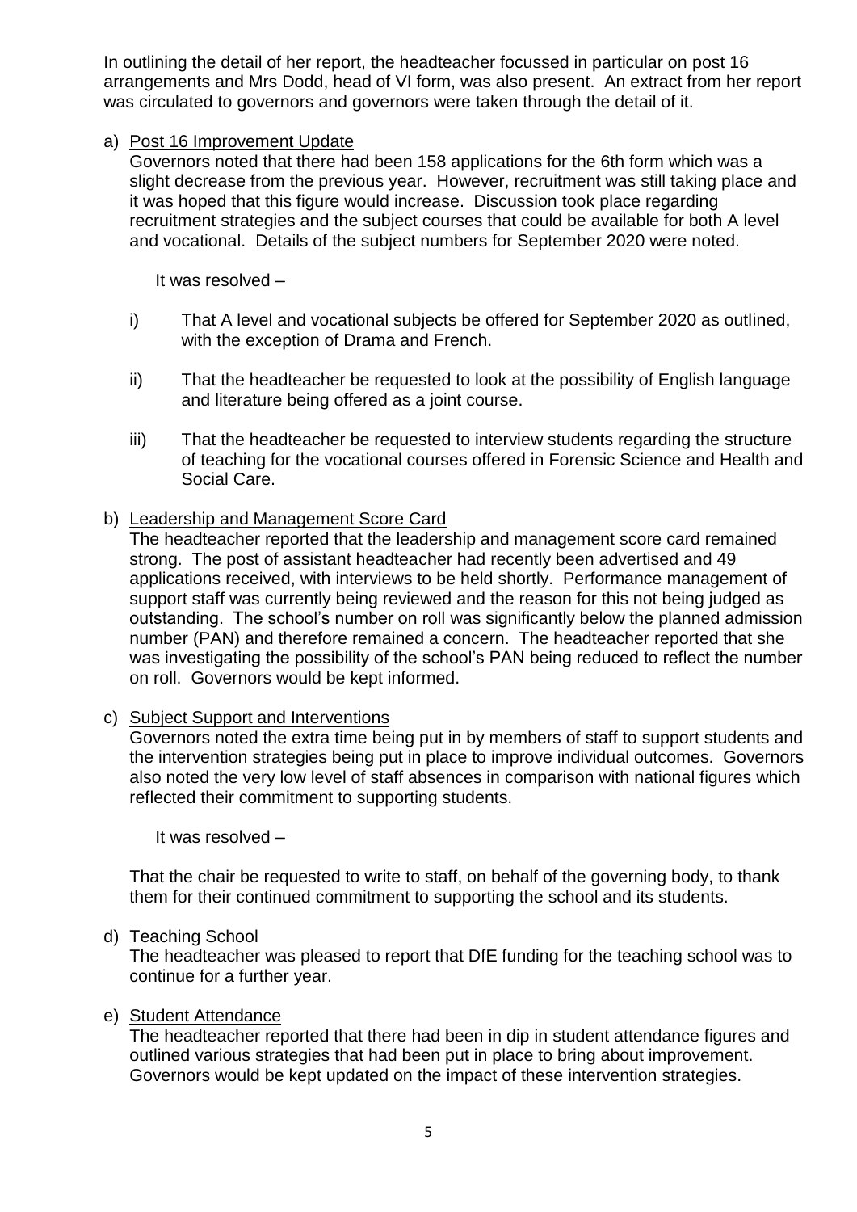In outlining the detail of her report, the headteacher focussed in particular on post 16 arrangements and Mrs Dodd, head of VI form, was also present. An extract from her report was circulated to governors and governors were taken through the detail of it.

a) <u>Post 16 Improvement Update</u>

Governors noted that there had been 158 applications for the 6th form which was a slight decrease from the previous year. However, recruitment was still taking place and it was hoped that this figure would increase. Discussion took place regarding recruitment strategies and the subject courses that could be available for both A level and vocational. Details of the subject numbers for September 2020 were noted.

It was resolved –

i) That A level and vocational subjects be offered for September 2020 as outlined, with the exception of Drama and French.

ii) That the headteacher be requested to look at the possibility of English language and literature being offered as a joint course.

iii) That the headteacher be requested to interview students regarding the structure of teaching for the vocational courses offered in Forensic Science and Health and Social Care.

b) <u>Leadership and Management Score Card</u>

The headteacher reported that the leadership and management score card remained strong. The post of assistant headteacher had recently been advertised and 49 applications received, with interviews to be held shortly. Performance management of support staff was currently being reviewed and the reason for this not being judged as outstanding. The school's number on roll was significantly below the planned admission number (PAN) and therefore remained a concern. The headteacher reported that she was investigating the possibility of the school's PAN being reduced to reflect the number on roll. Governors would be kept informed.

c) <u>Subject Support and Interventions</u>

Governors noted the extra time being put in by members of staff to support students and the intervention strategies being put in place to improve individual outcomes. Governors also noted the very low level of staff absences in comparison with national figures which reflected their commitment to supporting students.

It was resolved –

That the chair be requested to write to staff, on behalf of the governing body, to thank them for their continued commitment to supporting the school and its students.

d) <u>Teaching School</u>

The headteacher was pleased to report that DfE funding for the teaching school was to continue for a further year.

e) <u>Student Attendance</u>

The headteacher reported that there had been in dip in student attendance figures and outlined various strategies that had been put in place to bring about improvement. Governors would be kept updated on the impact of these intervention strategies.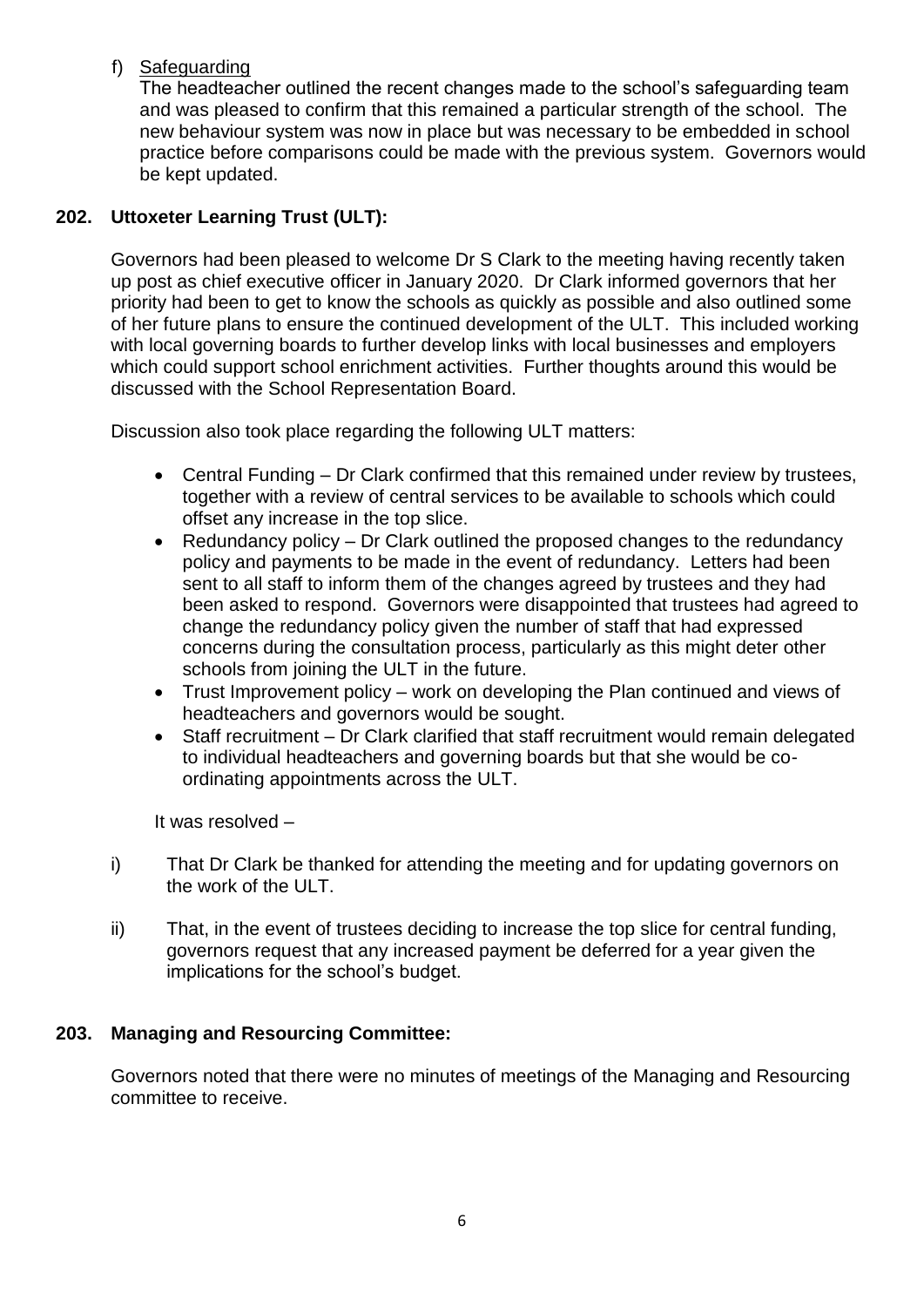f) <u>Safeguarding</u>

The headteacher outlined the recent changes made to the school's safeguarding team and was pleased to confirm that this remained a particular strength of the school. The new behaviour system was now in place but was necessary to be embedded in school practice before comparisons could be made with the previous system. Governors would be kept updated.

**202. Uttoxeter Learning Trust (ULT):**

Governors had been pleased to welcome Dr S Clark to the meeting having recently taken up post as chief executive officer in January 2020. Dr Clark informed governors that her priority had been to get to know the schools as quickly as possible and also outlined some of her future plans to ensure the continued development of the ULT. This included working with local governing boards to further develop links with local businesses and employers which could support school enrichment activities. Further thoughts around this would be discussed with the School Representation Board.

Discussion also took place regarding the following ULT matters:

- Central Funding – Dr Clark confirmed that this remained under review by trustees, together with a review of central services to be available to schools which could offset any increase in the top slice.
- Redundancy policy – Dr Clark outlined the proposed changes to the redundancy policy and payments to be made in the event of redundancy. Letters had been sent to all staff to inform them of the changes agreed by trustees and they had been asked to respond. Governors were disappointed that trustees had agreed to change the redundancy policy given the number of staff that had expressed concerns during the consultation process, particularly as this might deter other schools from joining the ULT in the future.
- Trust Improvement policy – work on developing the Plan continued and views of headteachers and governors would be sought.
- Staff recruitment – Dr Clark clarified that staff recruitment would remain delegated to individual headteachers and governing boards but that she would be co-ordinating appointments across the ULT.

It was resolved –

i) That Dr Clark be thanked for attending the meeting and for updating governors on the work of the ULT.

ii) That, in the event of trustees deciding to increase the top slice for central funding, governors request that any increased payment be deferred for a year given the implications for the school's budget.

**203. Managing and Resourcing Committee:**

Governors noted that there were no minutes of meetings of the Managing and Resourcing committee to receive.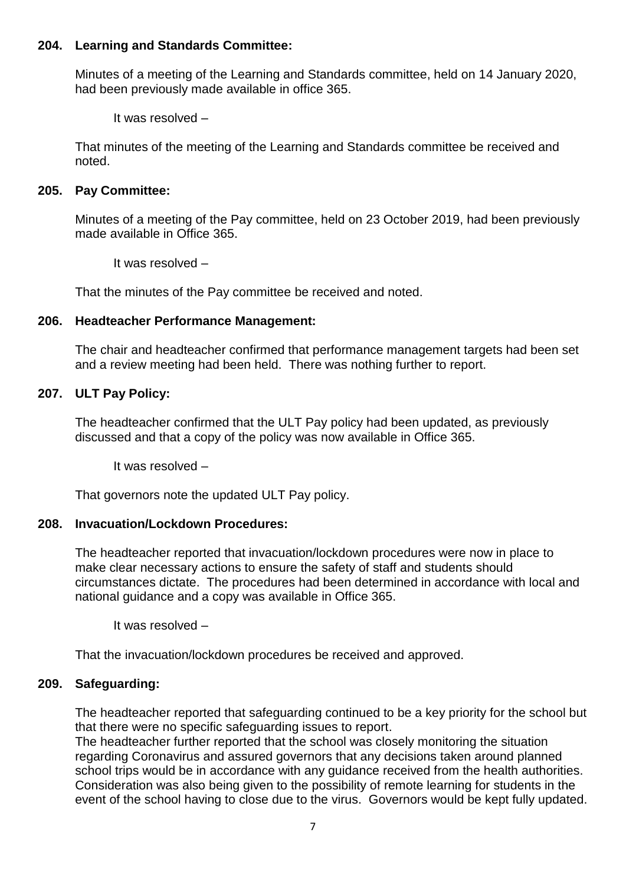**204. Learning and Standards Committee:**

Minutes of a meeting of the Learning and Standards committee, held on 14 January 2020, had been previously made available in office 365.

It was resolved –

That minutes of the meeting of the Learning and Standards committee be received and noted.

**205. Pay Committee:**

Minutes of a meeting of the Pay committee, held on 23 October 2019, had been previously made available in Office 365.

It was resolved –

That the minutes of the Pay committee be received and noted.

**206. Headteacher Performance Management:**

The chair and headteacher confirmed that performance management targets had been set and a review meeting had been held. There was nothing further to report.

**207. ULT Pay Policy:**

The headteacher confirmed that the ULT Pay policy had been updated, as previously discussed and that a copy of the policy was now available in Office 365.

It was resolved –

That governors note the updated ULT Pay policy.

**208. Invacuation/Lockdown Procedures:**

The headteacher reported that invacuation/lockdown procedures were now in place to make clear necessary actions to ensure the safety of staff and students should circumstances dictate. The procedures had been determined in accordance with local and national guidance and a copy was available in Office 365.

It was resolved –

That the invacuation/lockdown procedures be received and approved.

**209. Safeguarding:**

The headteacher reported that safeguarding continued to be a key priority for the school but that there were no specific safeguarding issues to report.
The headteacher further reported that the school was closely monitoring the situation regarding Coronavirus and assured governors that any decisions taken around planned school trips would be in accordance with any guidance received from the health authorities. Consideration was also being given to the possibility of remote learning for students in the event of the school having to close due to the virus. Governors would be kept fully updated.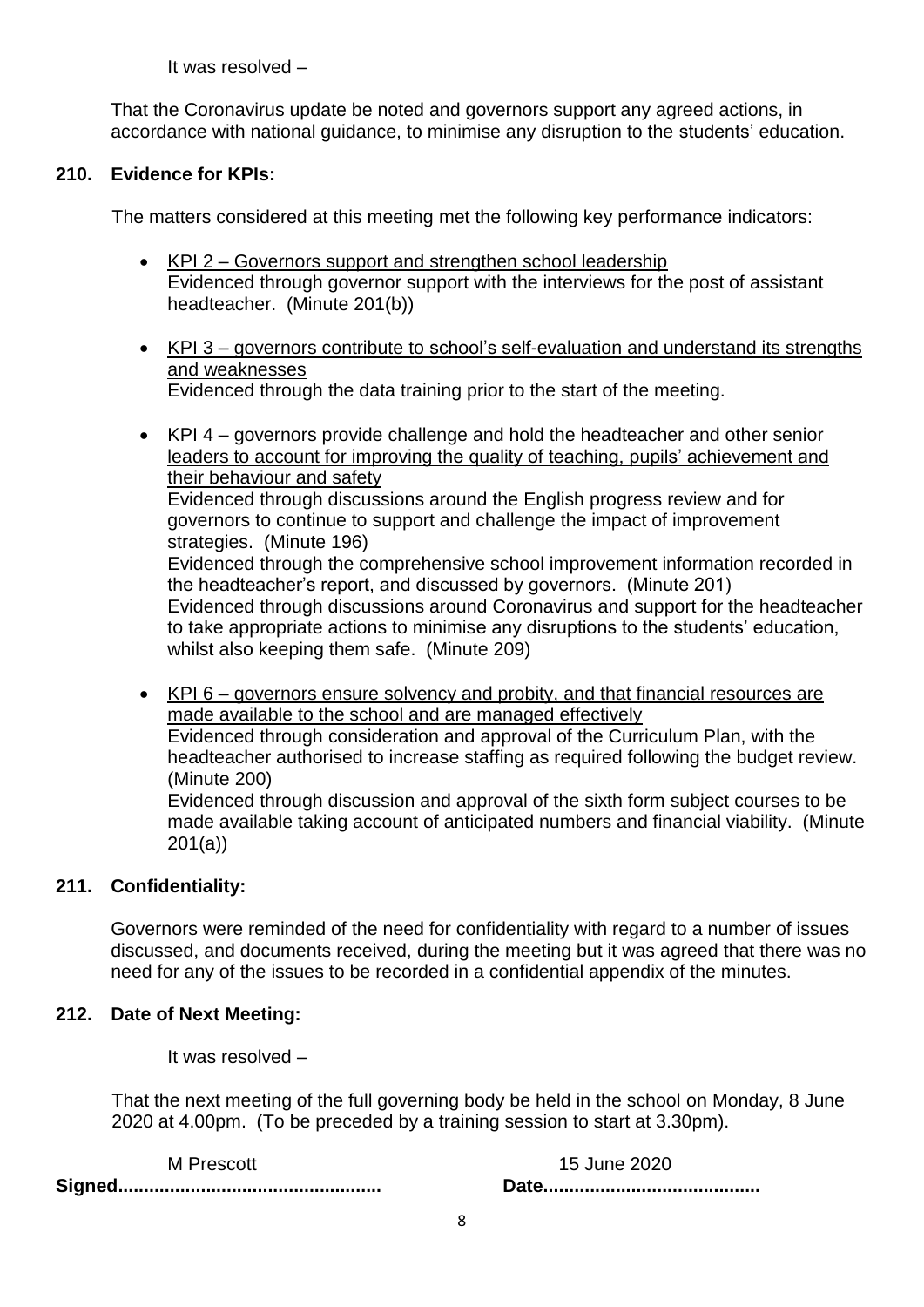It was resolved –

That the Coronavirus update be noted and governors support any agreed actions, in accordance with national guidance, to minimise any disruption to the students' education.

**210. Evidence for KPIs:**

The matters considered at this meeting met the following key performance indicators:

- KPI 2 – Governors support and strengthen school leadership
  Evidenced through governor support with the interviews for the post of assistant headteacher. (Minute 201(b))

- KPI 3 – governors contribute to school's self-evaluation and understand its strengths and weaknesses
  Evidenced through the data training prior to the start of the meeting.

- KPI 4 – governors provide challenge and hold the headteacher and other senior leaders to account for improving the quality of teaching, pupils' achievement and their behaviour and safety
  Evidenced through discussions around the English progress review and for governors to continue to support and challenge the impact of improvement strategies. (Minute 196)
  Evidenced through the comprehensive school improvement information recorded in the headteacher's report, and discussed by governors. (Minute 201)
  Evidenced through discussions around Coronavirus and support for the headteacher to take appropriate actions to minimise any disruptions to the students' education, whilst also keeping them safe. (Minute 209)

- KPI 6 – governors ensure solvency and probity, and that financial resources are made available to the school and are managed effectively
  Evidenced through consideration and approval of the Curriculum Plan, with the headteacher authorised to increase staffing as required following the budget review. (Minute 200)
  Evidenced through discussion and approval of the sixth form subject courses to be made available taking account of anticipated numbers and financial viability. (Minute 201(a))

**211. Confidentiality:**

Governors were reminded of the need for confidentiality with regard to a number of issues discussed, and documents received, during the meeting but it was agreed that there was no need for any of the issues to be recorded in a confidential appendix of the minutes.

**212. Date of Next Meeting:**

It was resolved –

That the next meeting of the full governing body be held in the school on Monday, 8 June 2020 at 4.00pm. (To be preceded by a training session to start at 3.30pm).

**Signed**.................................................. M Prescott

**Date**......................................... 15 June 2020